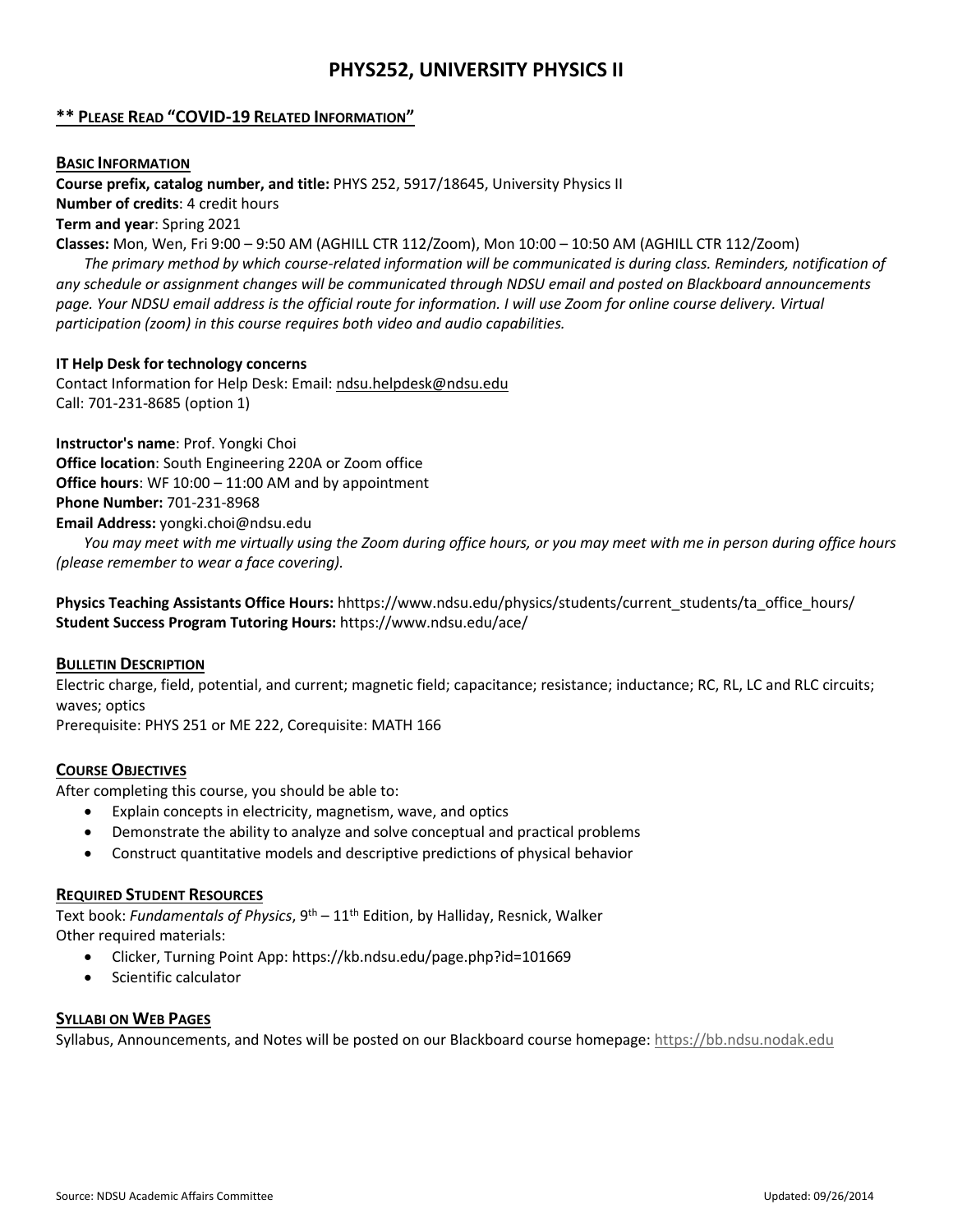# PHYS252, UNIVERSITY PHYSICS II

**\*\* PLEASE READ "COVID-19 RELATED INFORMATION"**

## BASIC INFORMATION

**Course prefix, catalog number, and title:** PHYS 252, 5917/18645, University Physics II
**Number of credits**: 4 credit hours
**Term and year**: Spring 2021
**Classes:** Mon, Wen, Fri 9:00 – 9:50 AM (AGHILL CTR 112/Zoom), Mon 10:00 – 10:50 AM (AGHILL CTR 112/Zoom)

*The primary method by which course-related information will be communicated is during class. Reminders, notification of any schedule or assignment changes will be communicated through NDSU email and posted on Blackboard announcements page. Your NDSU email address is the official route for information. I will use Zoom for online course delivery. Virtual participation (zoom) in this course requires both video and audio capabilities.*

**IT Help Desk for technology concerns**
Contact Information for Help Desk: Email: ndsu.helpdesk@ndsu.edu
Call: 701-231-8685 (option 1)

**Instructor's name**: Prof. Yongki Choi
**Office location**: South Engineering 220A or Zoom office
**Office hours**: WF 10:00 – 11:00 AM and by appointment
**Phone Number:** 701-231-8968
**Email Address:** yongki.choi@ndsu.edu

*You may meet with me virtually using the Zoom during office hours, or you may meet with me in person during office hours (please remember to wear a face covering).*

**Physics Teaching Assistants Office Hours:** hhttps://www.ndsu.edu/physics/students/current_students/ta_office_hours/
**Student Success Program Tutoring Hours:** https://www.ndsu.edu/ace/

## BULLETIN DESCRIPTION

Electric charge, field, potential, and current; magnetic field; capacitance; resistance; inductance; RC, RL, LC and RLC circuits; waves; optics
Prerequisite: PHYS 251 or ME 222, Corequisite: MATH 166

## COURSE OBJECTIVES

After completing this course, you should be able to:

- Explain concepts in electricity, magnetism, wave, and optics
- Demonstrate the ability to analyze and solve conceptual and practical problems
- Construct quantitative models and descriptive predictions of physical behavior

## REQUIRED STUDENT RESOURCES

Text book: *Fundamentals of Physics*, 9th – 11th Edition, by Halliday, Resnick, Walker
Other required materials:

- Clicker, Turning Point App: https://kb.ndsu.edu/page.php?id=101669
- Scientific calculator

## SYLLABI ON WEB PAGES

Syllabus, Announcements, and Notes will be posted on our Blackboard course homepage: https://bb.ndsu.nodak.edu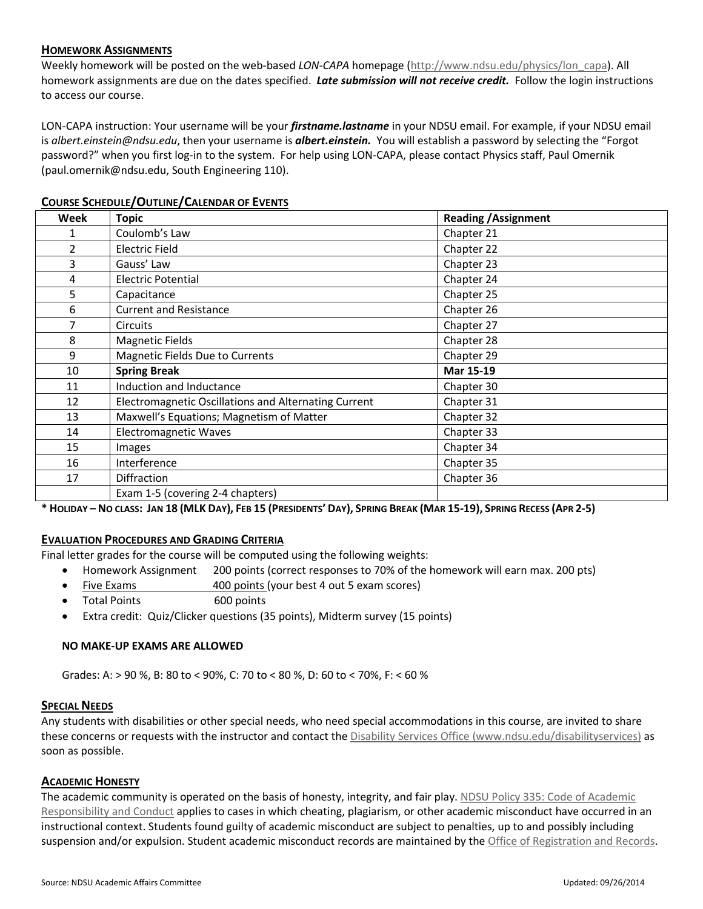## Homework Assignments

Weekly homework will be posted on the web-based *LON-CAPA* homepage (http://www.ndsu.edu/physics/lon_capa). All homework assignments are due on the dates specified. ***Late submission will not receive credit.*** Follow the login instructions to access our course.

LON-CAPA instruction: Your username will be your ***firstname.lastname*** in your NDSU email. For example, if your NDSU email is *albert.einstein@ndsu.edu*, then your username is ***albert.einstein.*** You will establish a password by selecting the "Forgot password?" when you first log-in to the system. For help using LON-CAPA, please contact Physics staff, Paul Omernik (paul.omernik@ndsu.edu, South Engineering 110).

## Course Schedule/Outline/Calendar of Events

| Week | Topic | Reading /Assignment |
|---|---|---|
| 1 | Coulomb's Law | Chapter 21 |
| 2 | Electric Field | Chapter 22 |
| 3 | Gauss' Law | Chapter 23 |
| 4 | Electric Potential | Chapter 24 |
| 5 | Capacitance | Chapter 25 |
| 6 | Current and Resistance | Chapter 26 |
| 7 | Circuits | Chapter 27 |
| 8 | Magnetic Fields | Chapter 28 |
| 9 | Magnetic Fields Due to Currents | Chapter 29 |
| 10 | **Spring Break** | **Mar 15-19** |
| 11 | Induction and Inductance | Chapter 30 |
| 12 | Electromagnetic Oscillations and Alternating Current | Chapter 31 |
| 13 | Maxwell's Equations; Magnetism of Matter | Chapter 32 |
| 14 | Electromagnetic Waves | Chapter 33 |
| 15 | Images | Chapter 34 |
| 16 | Interference | Chapter 35 |
| 17 | Diffraction | Chapter 36 |
| | Exam 1-5 (covering 2-4 chapters) | |

**\* Holiday – No class: Jan 18 (MLK Day), Feb 15 (Presidents' Day), Spring Break (Mar 15-19), Spring Recess (Apr 2-5)**

## Evaluation Procedures and Grading Criteria

Final letter grades for the course will be computed using the following weights:

- Homework Assignment 200 points (correct responses to 70% of the homework will earn max. 200 pts)
- Five Exams 400 points (your best 4 out 5 exam scores)
- Total Points 600 points
- Extra credit: Quiz/Clicker questions (35 points), Midterm survey (15 points)

**NO MAKE-UP EXAMS ARE ALLOWED**

Grades: A: > 90 %, B: 80 to < 90%, C: 70 to < 80 %, D: 60 to < 70%, F: < 60 %

## Special Needs

Any students with disabilities or other special needs, who need special accommodations in this course, are invited to share these concerns or requests with the instructor and contact the Disability Services Office (www.ndsu.edu/disabilityservices) as soon as possible.

## Academic Honesty

The academic community is operated on the basis of honesty, integrity, and fair play. NDSU Policy 335: Code of Academic Responsibility and Conduct applies to cases in which cheating, plagiarism, or other academic misconduct have occurred in an instructional context. Students found guilty of academic misconduct are subject to penalties, up to and possibly including suspension and/or expulsion. Student academic misconduct records are maintained by the Office of Registration and Records.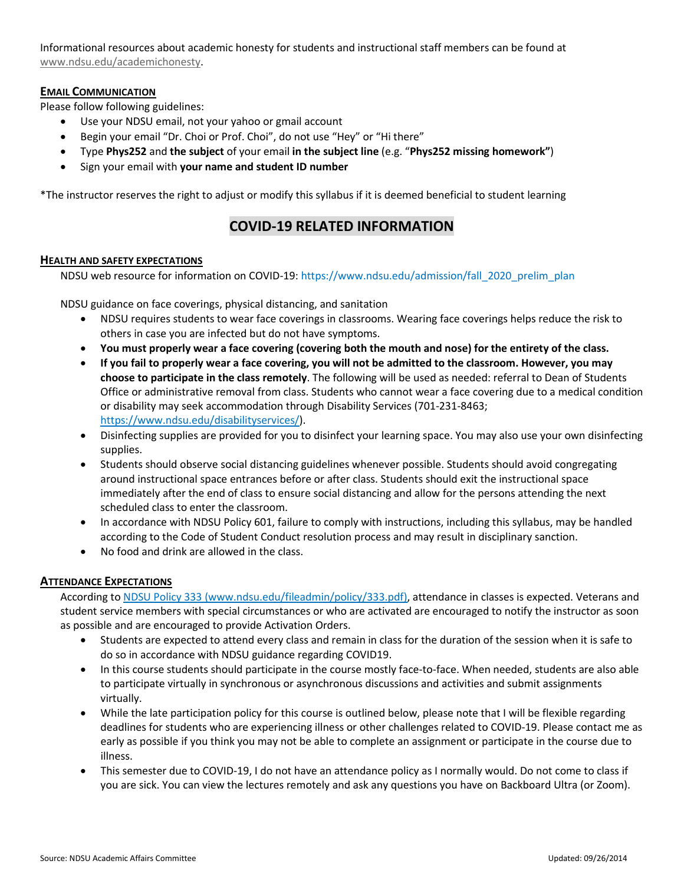Informational resources about academic honesty for students and instructional staff members can be found at www.ndsu.edu/academichonesty.

### Email Communication

Please follow following guidelines:

- Use your NDSU email, not your yahoo or gmail account
- Begin your email "Dr. Choi or Prof. Choi", do not use "Hey" or "Hi there"
- Type **Phys252** and **the subject** of your email **in the subject line** (e.g. "**Phys252 missing homework"**)
- Sign your email with **your name and student ID number**

*The instructor reserves the right to adjust or modify this syllabus if it is deemed beneficial to student learning

## COVID-19 RELATED INFORMATION

### Health and Safety Expectations

NDSU web resource for information on COVID-19: https://www.ndsu.edu/admission/fall_2020_prelim_plan

NDSU guidance on face coverings, physical distancing, and sanitation

- NDSU requires students to wear face coverings in classrooms. Wearing face coverings helps reduce the risk to others in case you are infected but do not have symptoms.
- **You must properly wear a face covering (covering both the mouth and nose) for the entirety of the class.**
- **If you fail to properly wear a face covering, you will not be admitted to the classroom. However, you may choose to participate in the class remotely**. The following will be used as needed: referral to Dean of Students Office or administrative removal from class. Students who cannot wear a face covering due to a medical condition or disability may seek accommodation through Disability Services (701-231-8463; https://www.ndsu.edu/disabilityservices/).
- Disinfecting supplies are provided for you to disinfect your learning space. You may also use your own disinfecting supplies.
- Students should observe social distancing guidelines whenever possible. Students should avoid congregating around instructional space entrances before or after class. Students should exit the instructional space immediately after the end of class to ensure social distancing and allow for the persons attending the next scheduled class to enter the classroom.
- In accordance with NDSU Policy 601, failure to comply with instructions, including this syllabus, may be handled according to the Code of Student Conduct resolution process and may result in disciplinary sanction.
- No food and drink are allowed in the class.

### Attendance Expectations

According to NDSU Policy 333 (www.ndsu.edu/fileadmin/policy/333.pdf), attendance in classes is expected. Veterans and student service members with special circumstances or who are activated are encouraged to notify the instructor as soon as possible and are encouraged to provide Activation Orders.

- Students are expected to attend every class and remain in class for the duration of the session when it is safe to do so in accordance with NDSU guidance regarding COVID19.
- In this course students should participate in the course mostly face-to-face. When needed, students are also able to participate virtually in synchronous or asynchronous discussions and activities and submit assignments virtually.
- While the late participation policy for this course is outlined below, please note that I will be flexible regarding deadlines for students who are experiencing illness or other challenges related to COVID-19. Please contact me as early as possible if you think you may not be able to complete an assignment or participate in the course due to illness.
- This semester due to COVID-19, I do not have an attendance policy as I normally would. Do not come to class if you are sick. You can view the lectures remotely and ask any questions you have on Backboard Ultra (or Zoom).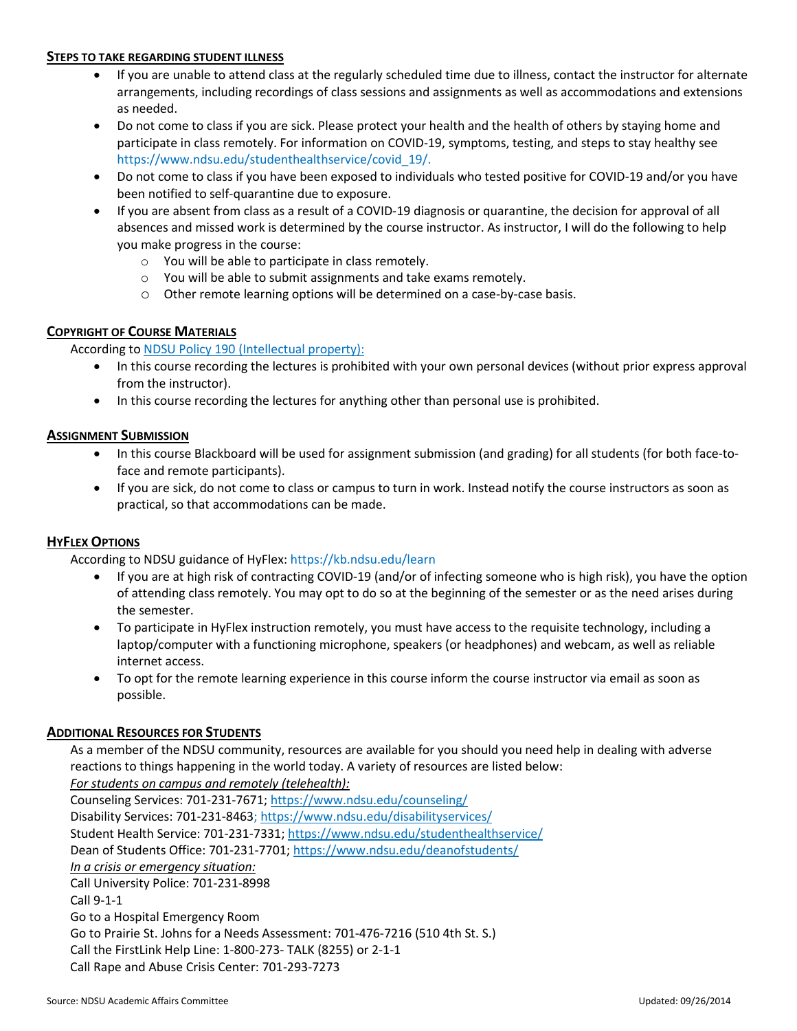## STEPS TO TAKE REGARDING STUDENT ILLNESS

- If you are unable to attend class at the regularly scheduled time due to illness, contact the instructor for alternate arrangements, including recordings of class sessions and assignments as well as accommodations and extensions as needed.
- Do not come to class if you are sick. Please protect your health and the health of others by staying home and participate in class remotely. For information on COVID-19, symptoms, testing, and steps to stay healthy see https://www.ndsu.edu/studenthealthservice/covid_19/.
- Do not come to class if you have been exposed to individuals who tested positive for COVID-19 and/or you have been notified to self-quarantine due to exposure.
- If you are absent from class as a result of a COVID-19 diagnosis or quarantine, the decision for approval of all absences and missed work is determined by the course instructor. As instructor, I will do the following to help you make progress in the course:
  - You will be able to participate in class remotely.
  - You will be able to submit assignments and take exams remotely.
  - Other remote learning options will be determined on a case-by-case basis.

## COPYRIGHT OF COURSE MATERIALS

According to NDSU Policy 190 (Intellectual property):

- In this course recording the lectures is prohibited with your own personal devices (without prior express approval from the instructor).
- In this course recording the lectures for anything other than personal use is prohibited.

## ASSIGNMENT SUBMISSION

- In this course Blackboard will be used for assignment submission (and grading) for all students (for both face-to-face and remote participants).
- If you are sick, do not come to class or campus to turn in work. Instead notify the course instructors as soon as practical, so that accommodations can be made.

## HYFLEX OPTIONS

According to NDSU guidance of HyFlex: https://kb.ndsu.edu/learn

- If you are at high risk of contracting COVID-19 (and/or of infecting someone who is high risk), you have the option of attending class remotely. You may opt to do so at the beginning of the semester or as the need arises during the semester.
- To participate in HyFlex instruction remotely, you must have access to the requisite technology, including a laptop/computer with a functioning microphone, speakers (or headphones) and webcam, as well as reliable internet access.
- To opt for the remote learning experience in this course inform the course instructor via email as soon as possible.

## ADDITIONAL RESOURCES FOR STUDENTS

As a member of the NDSU community, resources are available for you should you need help in dealing with adverse reactions to things happening in the world today. A variety of resources are listed below:

*For students on campus and remotely (telehealth):*

Counseling Services: 701-231-7671; https://www.ndsu.edu/counseling/
Disability Services: 701-231-8463; https://www.ndsu.edu/disabilityservices/
Student Health Service: 701-231-7331; https://www.ndsu.edu/studenthealthservice/
Dean of Students Office: 701-231-7701; https://www.ndsu.edu/deanofstudents/

*In a crisis or emergency situation:*

Call University Police: 701-231-8998
Call 9-1-1
Go to a Hospital Emergency Room
Go to Prairie St. Johns for a Needs Assessment: 701-476-7216 (510 4th St. S.)
Call the FirstLink Help Line: 1-800-273- TALK (8255) or 2-1-1
Call Rape and Abuse Crisis Center: 701-293-7273

Source: NDSU Academic Affairs Committee Updated: 09/26/2014